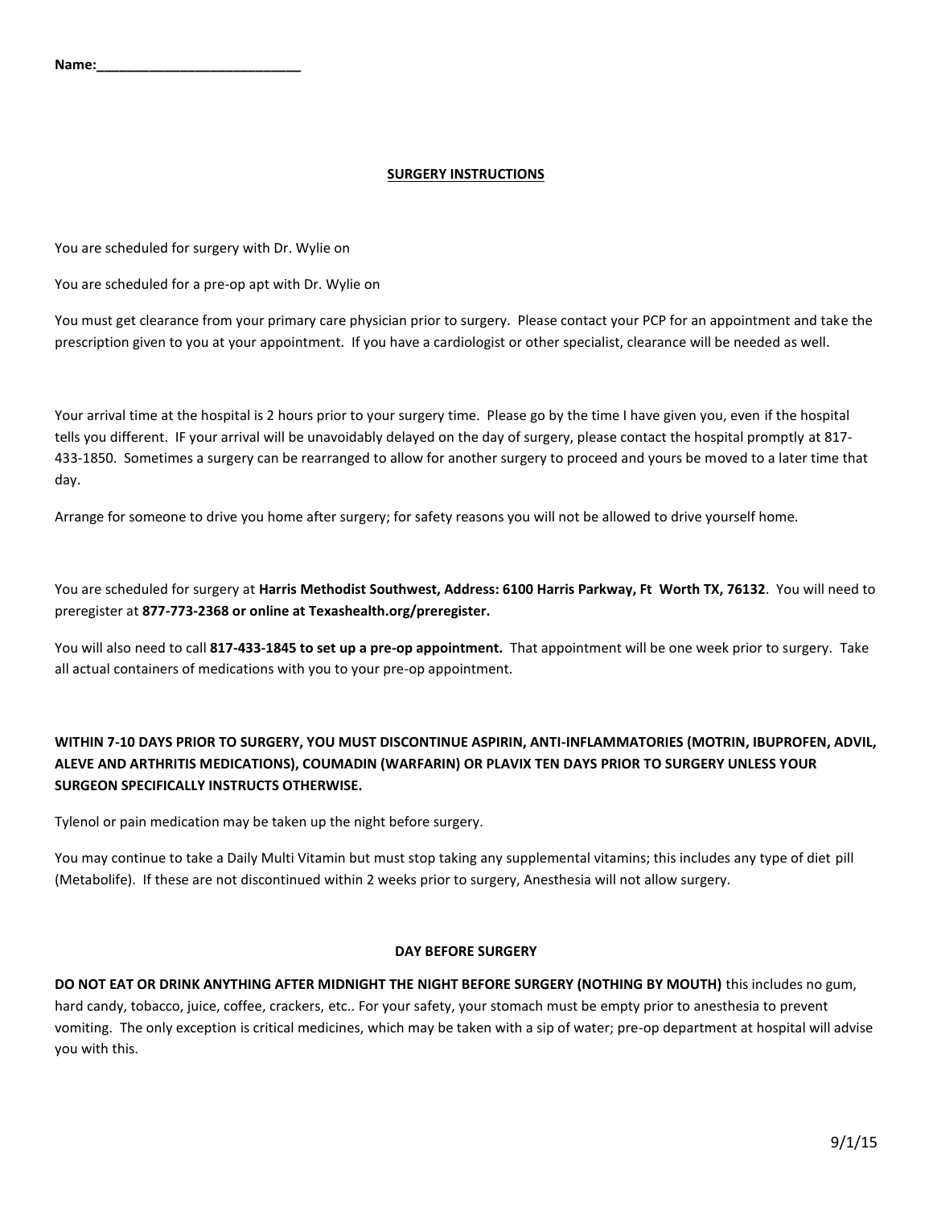**Name:___________________________**

## SURGERY INSTRUCTIONS

You are scheduled for surgery with Dr. Wylie on

You are scheduled for a pre-op apt with Dr. Wylie on

You must get clearance from your primary care physician prior to surgery. Please contact your PCP for an appointment and take the prescription given to you at your appointment. If you have a cardiologist or other specialist, clearance will be needed as well.

Your arrival time at the hospital is 2 hours prior to your surgery time. Please go by the time I have given you, even if the hospital tells you different. IF your arrival will be unavoidably delayed on the day of surgery, please contact the hospital promptly at 817-433-1850. Sometimes a surgery can be rearranged to allow for another surgery to proceed and yours be moved to a later time that day.

Arrange for someone to drive you home after surgery; for safety reasons you will not be allowed to drive yourself home.

You are scheduled for surgery at **Harris Methodist Southwest, Address: 6100 Harris Parkway, Ft Worth TX, 76132**. You will need to preregister at **877-773-2368 or online at Texashealth.org/preregister.**

You will also need to call **817-433-1845 to set up a pre-op appointment.** That appointment will be one week prior to surgery. Take all actual containers of medications with you to your pre-op appointment.

**WITHIN 7-10 DAYS PRIOR TO SURGERY, YOU MUST DISCONTINUE ASPIRIN, ANTI-INFLAMMATORIES (MOTRIN, IBUPROFEN, ADVIL, ALEVE AND ARTHRITIS MEDICATIONS), COUMADIN (WARFARIN) OR PLAVIX TEN DAYS PRIOR TO SURGERY UNLESS YOUR SURGEON SPECIFICALLY INSTRUCTS OTHERWISE.**

Tylenol or pain medication may be taken up the night before surgery.

You may continue to take a Daily Multi Vitamin but must stop taking any supplemental vitamins; this includes any type of diet pill (Metabolife). If these are not discontinued within 2 weeks prior to surgery, Anesthesia will not allow surgery.

### DAY BEFORE SURGERY

**DO NOT EAT OR DRINK ANYTHING AFTER MIDNIGHT THE NIGHT BEFORE SURGERY (NOTHING BY MOUTH)** this includes no gum, hard candy, tobacco, juice, coffee, crackers, etc.. For your safety, your stomach must be empty prior to anesthesia to prevent vomiting. The only exception is critical medicines, which may be taken with a sip of water; pre-op department at hospital will advise you with this.

9/1/15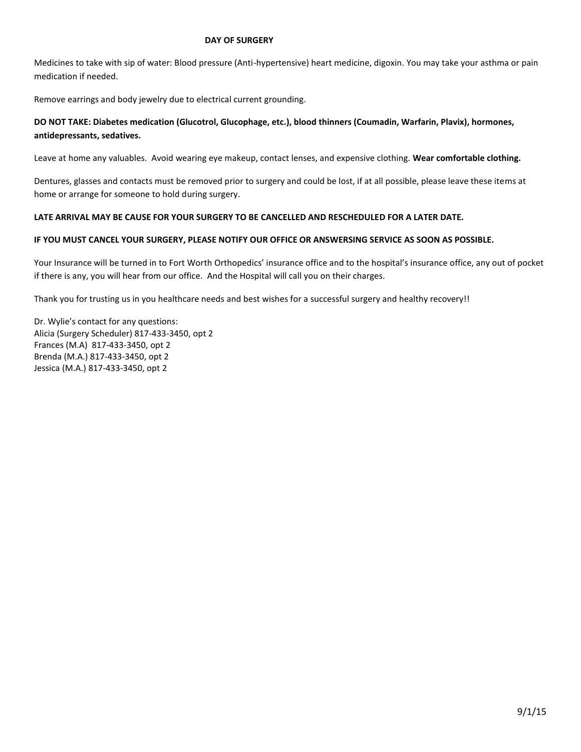## DAY OF SURGERY

Medicines to take with sip of water: Blood pressure (Anti-hypertensive) heart medicine, digoxin. You may take your asthma or pain medication if needed.

Remove earrings and body jewelry due to electrical current grounding.

**DO NOT TAKE: Diabetes medication (Glucotrol, Glucophage, etc.), blood thinners (Coumadin, Warfarin, Plavix), hormones, antidepressants, sedatives.**

Leave at home any valuables. Avoid wearing eye makeup, contact lenses, and expensive clothing. **Wear comfortable clothing.**

Dentures, glasses and contacts must be removed prior to surgery and could be lost, if at all possible, please leave these items at home or arrange for someone to hold during surgery.

**LATE ARRIVAL MAY BE CAUSE FOR YOUR SURGERY TO BE CANCELLED AND RESCHEDULED FOR A LATER DATE.**

**IF YOU MUST CANCEL YOUR SURGERY, PLEASE NOTIFY OUR OFFICE OR ANSWERSING SERVICE AS SOON AS POSSIBLE.**

Your Insurance will be turned in to Fort Worth Orthopedics' insurance office and to the hospital's insurance office, any out of pocket if there is any, you will hear from our office. And the Hospital will call you on their charges.

Thank you for trusting us in you healthcare needs and best wishes for a successful surgery and healthy recovery!!

Dr. Wylie's contact for any questions:
Alicia (Surgery Scheduler) 817-433-3450, opt 2
Frances (M.A) 817-433-3450, opt 2
Brenda (M.A.) 817-433-3450, opt 2
Jessica (M.A.) 817-433-3450, opt 2

9/1/15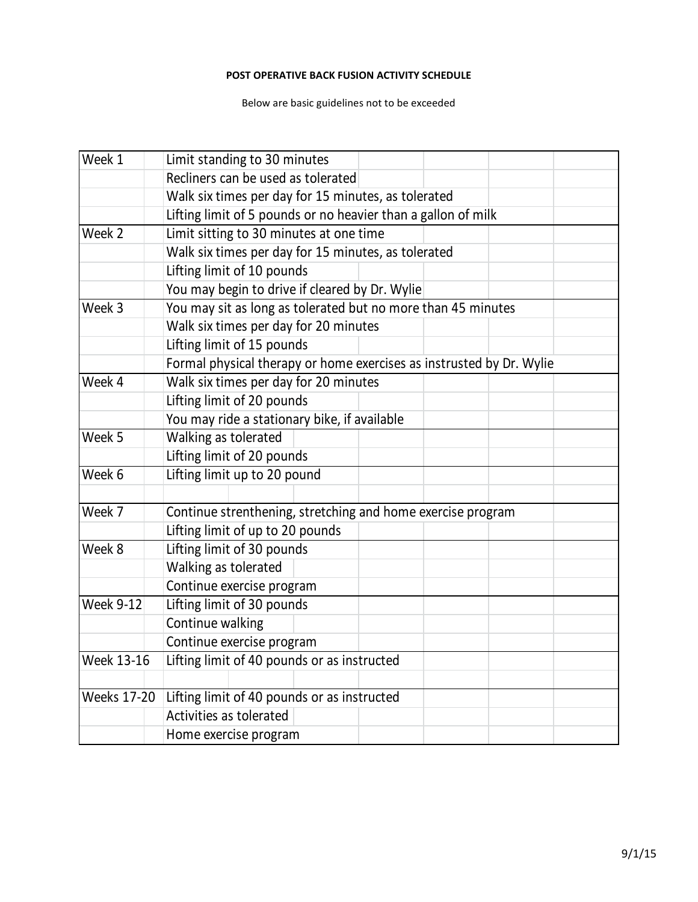**POST OPERATIVE BACK FUSION ACTIVITY SCHEDULE**

Below are basic guidelines not to be exceeded

| Week | Activity |
|---|---|
| Week 1 | Limit standing to 30 minutes |
| | Recliners can be used as tolerated |
| | Walk six times per day for 15 minutes, as tolerated |
| | Lifting limit of 5 pounds or no heavier than a gallon of milk |
| Week 2 | Limit sitting to 30 minutes at one time |
| | Walk six times per day for 15 minutes, as tolerated |
| | Lifting limit of 10 pounds |
| | You may begin to drive if cleared by Dr. Wylie |
| Week 3 | You may sit as long as tolerated but no more than 45 minutes |
| | Walk six times per day for 20 minutes |
| | Lifting limit of 15 pounds |
| | Formal physical therapy or home exercises as instrusted by Dr. Wylie |
| Week 4 | Walk six times per day for 20 minutes |
| | Lifting limit of 20 pounds |
| | You may ride a stationary bike, if available |
| Week 5 | Walking as tolerated |
| | Lifting limit of 20 pounds |
| Week 6 | Lifting limit up to 20 pound |
| | |
| Week 7 | Continue strenthening, stretching and home exercise program |
| | Lifting limit of up to 20 pounds |
| Week 8 | Lifting limit of 30 pounds |
| | Walking as tolerated |
| | Continue exercise program |
| Week 9-12 | Lifting limit of 30 pounds |
| | Continue walking |
| | Continue exercise program |
| Week 13-16 | Lifting limit of 40 pounds or as instructed |
| | |
| Weeks 17-20 | Lifting limit of 40 pounds or as instructed |
| | Activities as tolerated |
| | Home exercise program |

9/1/15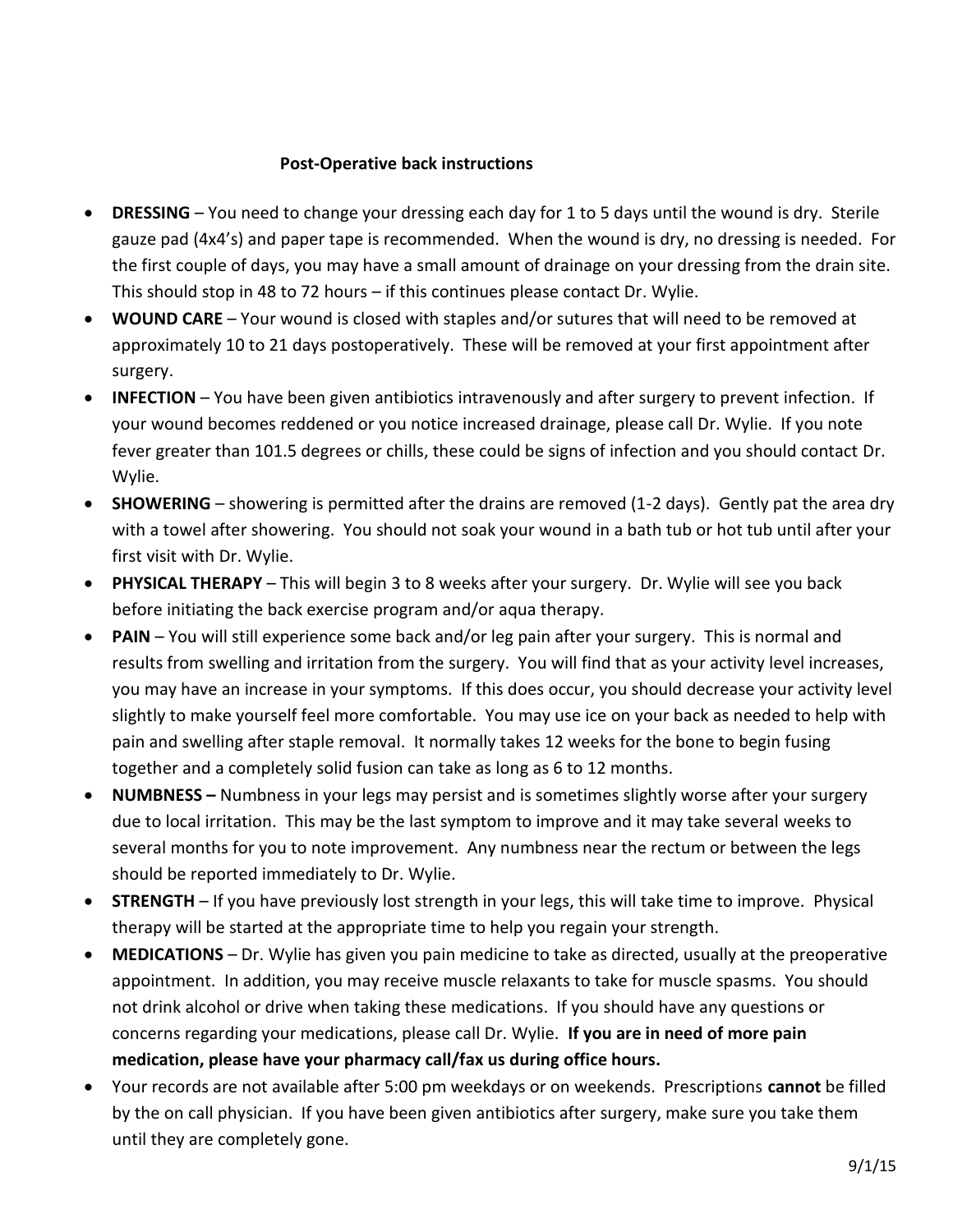**Post-Operative back instructions**

- **DRESSING** – You need to change your dressing each day for 1 to 5 days until the wound is dry. Sterile gauze pad (4x4's) and paper tape is recommended. When the wound is dry, no dressing is needed. For the first couple of days, you may have a small amount of drainage on your dressing from the drain site. This should stop in 48 to 72 hours – if this continues please contact Dr. Wylie.
- **WOUND CARE** – Your wound is closed with staples and/or sutures that will need to be removed at approximately 10 to 21 days postoperatively. These will be removed at your first appointment after surgery.
- **INFECTION** – You have been given antibiotics intravenously and after surgery to prevent infection. If your wound becomes reddened or you notice increased drainage, please call Dr. Wylie. If you note fever greater than 101.5 degrees or chills, these could be signs of infection and you should contact Dr. Wylie.
- **SHOWERING** – showering is permitted after the drains are removed (1-2 days). Gently pat the area dry with a towel after showering. You should not soak your wound in a bath tub or hot tub until after your first visit with Dr. Wylie.
- **PHYSICAL THERAPY** – This will begin 3 to 8 weeks after your surgery. Dr. Wylie will see you back before initiating the back exercise program and/or aqua therapy.
- **PAIN** – You will still experience some back and/or leg pain after your surgery. This is normal and results from swelling and irritation from the surgery. You will find that as your activity level increases, you may have an increase in your symptoms. If this does occur, you should decrease your activity level slightly to make yourself feel more comfortable. You may use ice on your back as needed to help with pain and swelling after staple removal. It normally takes 12 weeks for the bone to begin fusing together and a completely solid fusion can take as long as 6 to 12 months.
- **NUMBNESS –** Numbness in your legs may persist and is sometimes slightly worse after your surgery due to local irritation. This may be the last symptom to improve and it may take several weeks to several months for you to note improvement. Any numbness near the rectum or between the legs should be reported immediately to Dr. Wylie.
- **STRENGTH** – If you have previously lost strength in your legs, this will take time to improve. Physical therapy will be started at the appropriate time to help you regain your strength.
- **MEDICATIONS** – Dr. Wylie has given you pain medicine to take as directed, usually at the preoperative appointment. In addition, you may receive muscle relaxants to take for muscle spasms. You should not drink alcohol or drive when taking these medications. If you should have any questions or concerns regarding your medications, please call Dr. Wylie. **If you are in need of more pain medication, please have your pharmacy call/fax us during office hours.**
- Your records are not available after 5:00 pm weekdays or on weekends. Prescriptions **cannot** be filled by the on call physician. If you have been given antibiotics after surgery, make sure you take them until they are completely gone.

9/1/15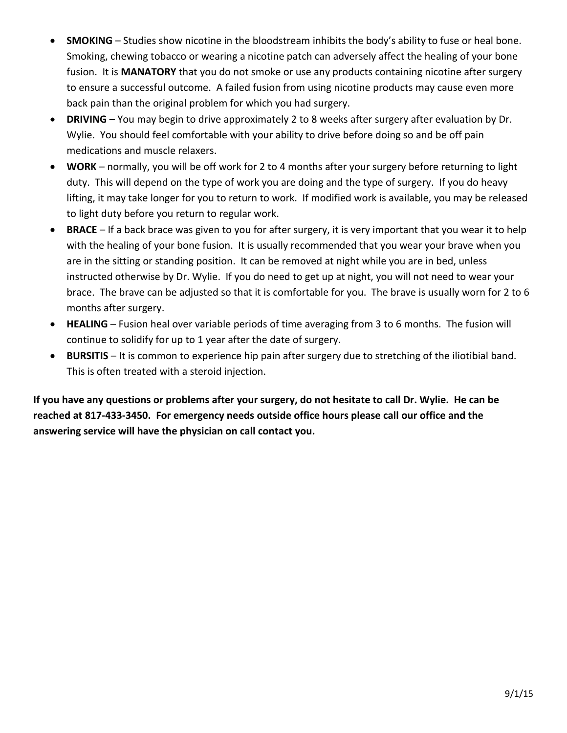- **SMOKING** – Studies show nicotine in the bloodstream inhibits the body's ability to fuse or heal bone. Smoking, chewing tobacco or wearing a nicotine patch can adversely affect the healing of your bone fusion. It is **MANATORY** that you do not smoke or use any products containing nicotine after surgery to ensure a successful outcome. A failed fusion from using nicotine products may cause even more back pain than the original problem for which you had surgery.
- **DRIVING** – You may begin to drive approximately 2 to 8 weeks after surgery after evaluation by Dr. Wylie. You should feel comfortable with your ability to drive before doing so and be off pain medications and muscle relaxers.
- **WORK** – normally, you will be off work for 2 to 4 months after your surgery before returning to light duty. This will depend on the type of work you are doing and the type of surgery. If you do heavy lifting, it may take longer for you to return to work. If modified work is available, you may be released to light duty before you return to regular work.
- **BRACE** – If a back brace was given to you for after surgery, it is very important that you wear it to help with the healing of your bone fusion. It is usually recommended that you wear your brave when you are in the sitting or standing position. It can be removed at night while you are in bed, unless instructed otherwise by Dr. Wylie. If you do need to get up at night, you will not need to wear your brace. The brave can be adjusted so that it is comfortable for you. The brave is usually worn for 2 to 6 months after surgery.
- **HEALING** – Fusion heal over variable periods of time averaging from 3 to 6 months. The fusion will continue to solidify for up to 1 year after the date of surgery.
- **BURSITIS** – It is common to experience hip pain after surgery due to stretching of the iliotibial band. This is often treated with a steroid injection.

**If you have any questions or problems after your surgery, do not hesitate to call Dr. Wylie. He can be reached at 817-433-3450. For emergency needs outside office hours please call our office and the answering service will have the physician on call contact you.**

9/1/15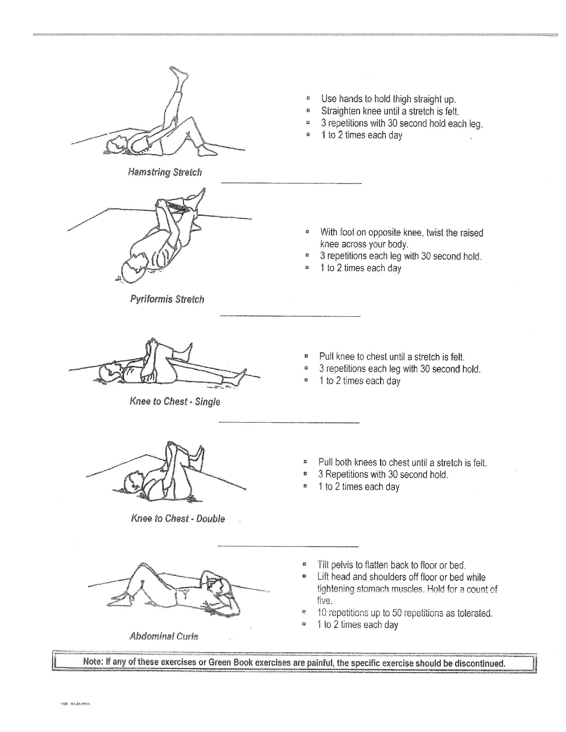*Hamstring Stretch*

- Use hands to hold thigh straight up.
- Straighten knee until a stretch is felt.
- 3 repetitions with 30 second hold each leg.
- 1 to 2 times each day

*Pyriformis Stretch*

- With foot on opposite knee, twist the raised knee across your body.
- 3 repetitions each leg with 30 second hold.
- 1 to 2 times each day

*Knee to Chest - Single*

- Pull knee to chest until a stretch is felt.
- 3 repetitions each leg with 30 second hold.
- 1 to 2 times each day

*Knee to Chest - Double*

- Pull both knees to chest until a stretch is felt.
- 3 Repetitions with 30 second hold.
- 1 to 2 times each day

*Abdominal Curls*

- Tilt pelvis to flatten back to floor or bed.
- Lift head and shoulders off floor or bed while tightening stomach muscles. Hold for a count of five.
- 10 repetitions up to 50 repetitions as tolerated.
- 1 to 2 times each day

**Note: If any of these exercises or Green Book exercises are painful, the specific exercise should be discontinued.**